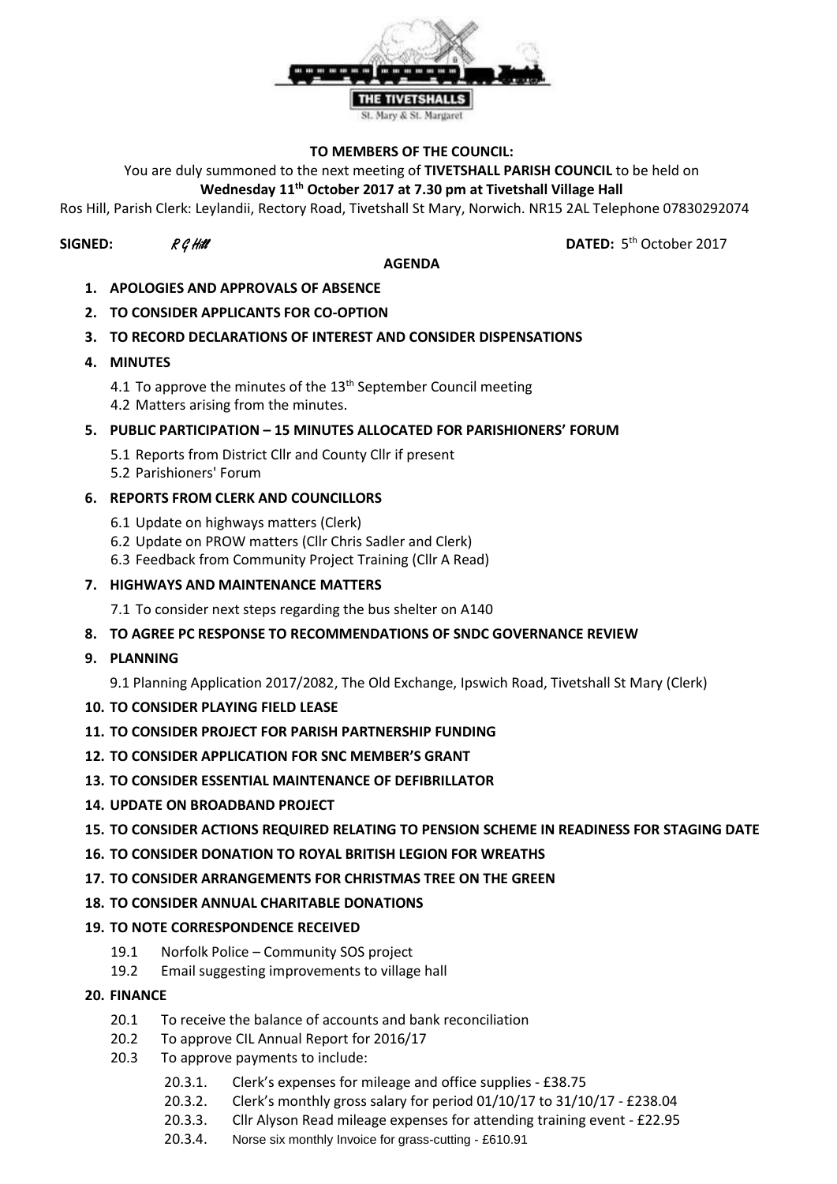THE TIVETSHALLS

St. Mary & St. Margaret

**TO MEMBERS OF THE COUNCIL:**

You are duly summoned to the next meeting of **TIVETSHALL PARISH COUNCIL** to be held on **Wednesday 11th October 2017 at 7.30 pm at Tivetshall Village Hall**

Ros Hill, Parish Clerk: Leylandii, Rectory Road, Tivetshall St Mary, Norwich. NR15 2AL Telephone 07830292074

**SIGNED:** *R G Hill* **DATED:** 5th October 2017

**AGENDA**

1. **APOLOGIES AND APPROVALS OF ABSENCE**
2. **TO CONSIDER APPLICANTS FOR CO-OPTION**
3. **TO RECORD DECLARATIONS OF INTEREST AND CONSIDER DISPENSATIONS**
4. **MINUTES**
   - 4.1 To approve the minutes of the 13th September Council meeting
   - 4.2 Matters arising from the minutes.
5. **PUBLIC PARTICIPATION – 15 MINUTES ALLOCATED FOR PARISHIONERS' FORUM**
   - 5.1 Reports from District Cllr and County Cllr if present
   - 5.2 Parishioners' Forum
6. **REPORTS FROM CLERK AND COUNCILLORS**
   - 6.1 Update on highways matters (Clerk)
   - 6.2 Update on PROW matters (Cllr Chris Sadler and Clerk)
   - 6.3 Feedback from Community Project Training (Cllr A Read)
7. **HIGHWAYS AND MAINTENANCE MATTERS**
   - 7.1 To consider next steps regarding the bus shelter on A140
8. **TO AGREE PC RESPONSE TO RECOMMENDATIONS OF SNDC GOVERNANCE REVIEW**
9. **PLANNING**
   - 9.1 Planning Application 2017/2082, The Old Exchange, Ipswich Road, Tivetshall St Mary (Clerk)
10. **TO CONSIDER PLAYING FIELD LEASE**
11. **TO CONSIDER PROJECT FOR PARISH PARTNERSHIP FUNDING**
12. **TO CONSIDER APPLICATION FOR SNC MEMBER'S GRANT**
13. **TO CONSIDER ESSENTIAL MAINTENANCE OF DEFIBRILLATOR**
14. **UPDATE ON BROADBAND PROJECT**
15. **TO CONSIDER ACTIONS REQUIRED RELATING TO PENSION SCHEME IN READINESS FOR STAGING DATE**
16. **TO CONSIDER DONATION TO ROYAL BRITISH LEGION FOR WREATHS**
17. **TO CONSIDER ARRANGEMENTS FOR CHRISTMAS TREE ON THE GREEN**
18. **TO CONSIDER ANNUAL CHARITABLE DONATIONS**
19. **TO NOTE CORRESPONDENCE RECEIVED**
   - 19.1 Norfolk Police – Community SOS project
   - 19.2 Email suggesting improvements to village hall
20. **FINANCE**
   - 20.1 To receive the balance of accounts and bank reconciliation
   - 20.2 To approve CIL Annual Report for 2016/17
   - 20.3 To approve payments to include:
     - 20.3.1. Clerk's expenses for mileage and office supplies - £38.75
     - 20.3.2. Clerk's monthly gross salary for period 01/10/17 to 31/10/17 - £238.04
     - 20.3.3. Cllr Alyson Read mileage expenses for attending training event - £22.95
     - 20.3.4. Norse six monthly Invoice for grass-cutting - £610.91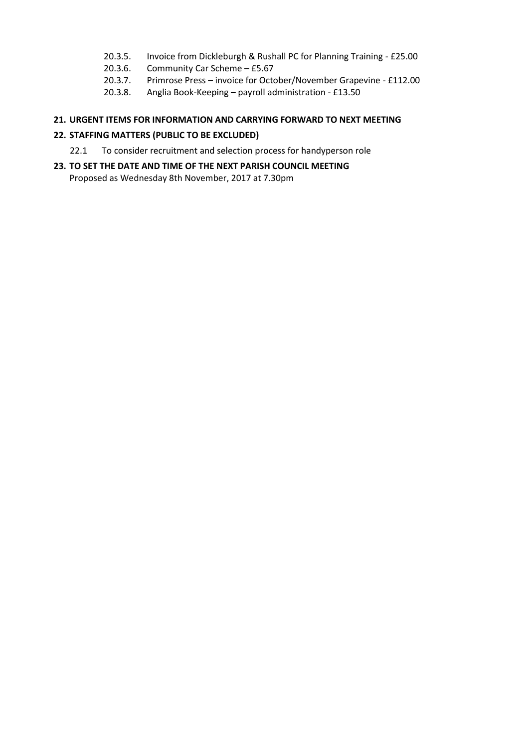- 20.3.5. Invoice from Dickleburgh & Rushall PC for Planning Training - £25.00
- 20.3.6. Community Car Scheme – £5.67
- 20.3.7. Primrose Press – invoice for October/November Grapevine - £112.00
- 20.3.8. Anglia Book-Keeping – payroll administration - £13.50

**21. URGENT ITEMS FOR INFORMATION AND CARRYING FORWARD TO NEXT MEETING**

**22. STAFFING MATTERS (PUBLIC TO BE EXCLUDED)**

22.1 To consider recruitment and selection process for handyperson role

**23. TO SET THE DATE AND TIME OF THE NEXT PARISH COUNCIL MEETING**

Proposed as Wednesday 8th November, 2017 at 7.30pm